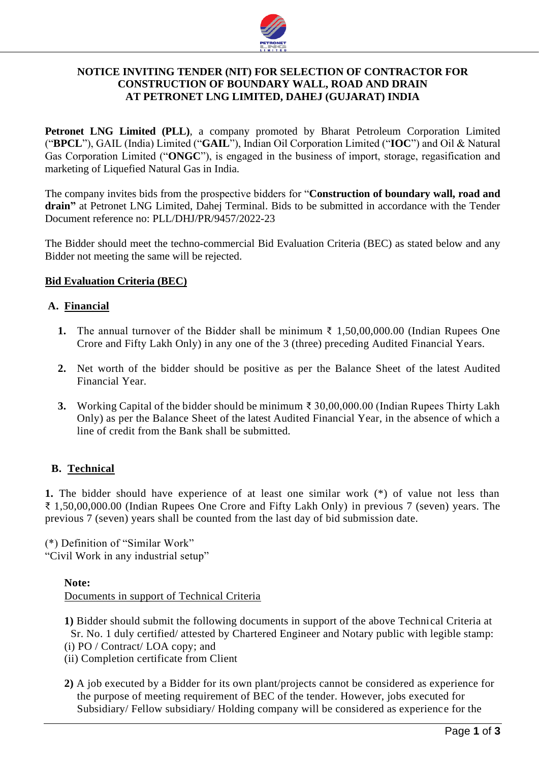# NOTICE INVITING TENDER (NIT) FOR SELECTION OF CONTRACTOR FOR CONSTRUCTION OF BOUNDARY WALL, ROAD AND DRAIN AT PETRONET LNG LIMITED, DAHEJ (GUJARAT) INDIA

**Petronet LNG Limited (PLL)**, a company promoted by Bharat Petroleum Corporation Limited ("**BPCL**"), GAIL (India) Limited ("**GAIL**"), Indian Oil Corporation Limited ("**IOC**") and Oil & Natural Gas Corporation Limited ("**ONGC**"), is engaged in the business of import, storage, regasification and marketing of Liquefied Natural Gas in India.

The company invites bids from the prospective bidders for "**Construction of boundary wall, road and drain"** at Petronet LNG Limited, Dahej Terminal. Bids to be submitted in accordance with the Tender Document reference no: PLL/DHJ/PR/9457/2022-23

The Bidder should meet the techno-commercial Bid Evaluation Criteria (BEC) as stated below and any Bidder not meeting the same will be rejected.

## Bid Evaluation Criteria (BEC)

### A. Financial

1. The annual turnover of the Bidder shall be minimum ₹ 1,50,00,000.00 (Indian Rupees One Crore and Fifty Lakh Only) in any one of the 3 (three) preceding Audited Financial Years.
2. Net worth of the bidder should be positive as per the Balance Sheet of the latest Audited Financial Year.
3. Working Capital of the bidder should be minimum ₹ 30,00,000.00 (Indian Rupees Thirty Lakh Only) as per the Balance Sheet of the latest Audited Financial Year, in the absence of which a line of credit from the Bank shall be submitted.

### B. Technical

**1.** The bidder should have experience of at least one similar work (*) of value not less than ₹ 1,50,00,000.00 (Indian Rupees One Crore and Fifty Lakh Only) in previous 7 (seven) years. The previous 7 (seven) years shall be counted from the last day of bid submission date.

(*) Definition of "Similar Work"
"Civil Work in any industrial setup"

**Note:**
Documents in support of Technical Criteria

**1)** Bidder should submit the following documents in support of the above Technical Criteria at Sr. No. 1 duly certified/ attested by Chartered Engineer and Notary public with legible stamp:
(i) PO / Contract/ LOA copy; and
(ii) Completion certificate from Client

**2)** A job executed by a Bidder for its own plant/projects cannot be considered as experience for the purpose of meeting requirement of BEC of the tender. However, jobs executed for Subsidiary/ Fellow subsidiary/ Holding company will be considered as experience for the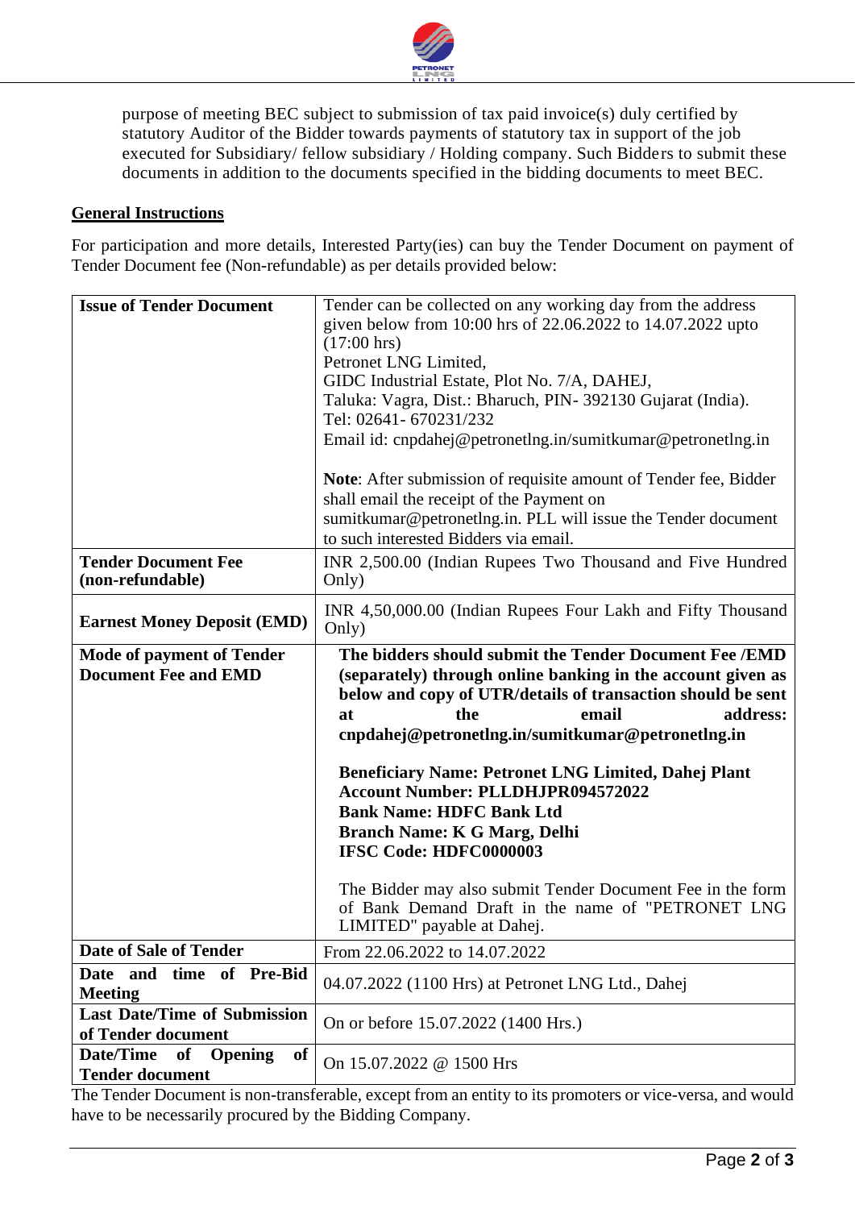purpose of meeting BEC subject to submission of tax paid invoice(s) duly certified by statutory Auditor of the Bidder towards payments of statutory tax in support of the job executed for Subsidiary/ fellow subsidiary / Holding company. Such Bidders to submit these documents in addition to the documents specified in the bidding documents to meet BEC.

**General Instructions**

For participation and more details, Interested Party(ies) can buy the Tender Document on payment of Tender Document fee (Non-refundable) as per details provided below:

| | |
|---|---|
| **Issue of Tender Document** | Tender can be collected on any working day from the address given below from 10:00 hrs of 22.06.2022 to 14.07.2022 upto (17:00 hrs)<br>Petronet LNG Limited,<br>GIDC Industrial Estate, Plot No. 7/A, DAHEJ,<br>Taluka: Vagra, Dist.: Bharuch, PIN- 392130 Gujarat (India).<br>Tel: 02641- 670231/232<br>Email id: cnpdahej@petronetlng.in/sumitkumar@petronetlng.in<br><br>**Note**: After submission of requisite amount of Tender fee, Bidder shall email the receipt of the Payment on sumitkumar@petronetlng.in. PLL will issue the Tender document to such interested Bidders via email. |
| **Tender Document Fee (non-refundable)** | INR 2,500.00 (Indian Rupees Two Thousand and Five Hundred Only) |
| **Earnest Money Deposit (EMD)** | INR 4,50,000.00 (Indian Rupees Four Lakh and Fifty Thousand Only) |
| **Mode of payment of Tender Document Fee and EMD** | **The bidders should submit the Tender Document Fee /EMD (separately) through online banking in the account given as below and copy of UTR/details of transaction should be sent at the email address: cnpdahej@petronetlng.in/sumitkumar@petronetlng.in**<br><br>**Beneficiary Name: Petronet LNG Limited, Dahej Plant**<br>**Account Number: PLLDHJPR094572022**<br>**Bank Name: HDFC Bank Ltd**<br>**Branch Name: K G Marg, Delhi**<br>**IFSC Code: HDFC0000003**<br><br>The Bidder may also submit Tender Document Fee in the form of Bank Demand Draft in the name of "PETRONET LNG LIMITED" payable at Dahej. |
| **Date of Sale of Tender** | From 22.06.2022 to 14.07.2022 |
| **Date and time of Pre-Bid Meeting** | 04.07.2022 (1100 Hrs) at Petronet LNG Ltd., Dahej |
| **Last Date/Time of Submission of Tender document** | On or before 15.07.2022 (1400 Hrs.) |
| **Date/Time of Opening of Tender document** | On 15.07.2022 @ 1500 Hrs |

The Tender Document is non-transferable, except from an entity to its promoters or vice-versa, and would have to be necessarily procured by the Bidding Company.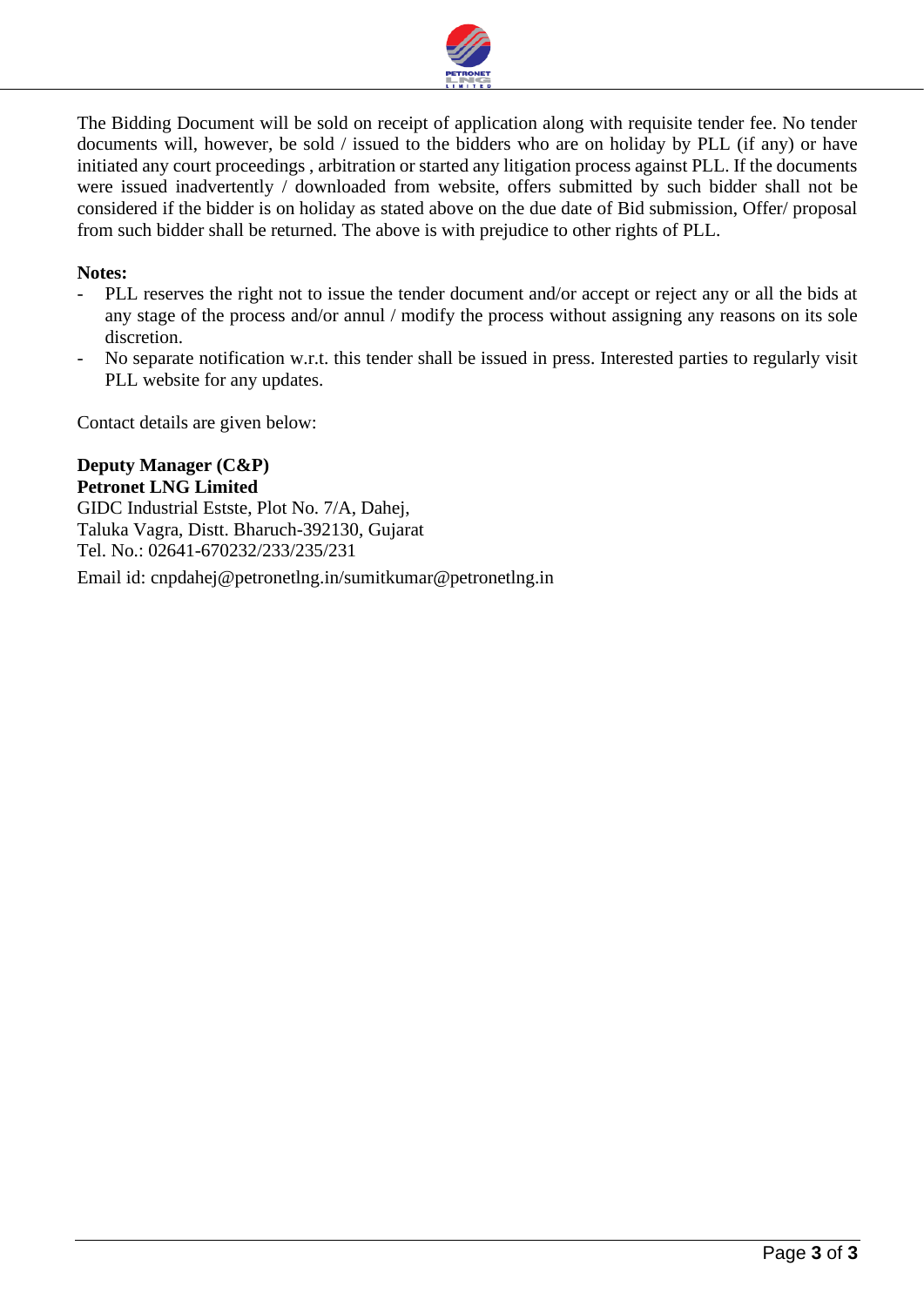The Bidding Document will be sold on receipt of application along with requisite tender fee. No tender documents will, however, be sold / issued to the bidders who are on holiday by PLL (if any) or have initiated any court proceedings , arbitration or started any litigation process against PLL. If the documents were issued inadvertently / downloaded from website, offers submitted by such bidder shall not be considered if the bidder is on holiday as stated above on the due date of Bid submission, Offer/ proposal from such bidder shall be returned. The above is with prejudice to other rights of PLL.

**Notes:**

- PLL reserves the right not to issue the tender document and/or accept or reject any or all the bids at any stage of the process and/or annul / modify the process without assigning any reasons on its sole discretion.
- No separate notification w.r.t. this tender shall be issued in press. Interested parties to regularly visit PLL website for any updates.

Contact details are given below:

**Deputy Manager (C&P)**
**Petronet LNG Limited**
GIDC Industrial Estste, Plot No. 7/A, Dahej,
Taluka Vagra, Distt. Bharuch-392130, Gujarat
Tel. No.: 02641-670232/233/235/231

Email id: cnpdahej@petronetlng.in/sumitkumar@petronetlng.in